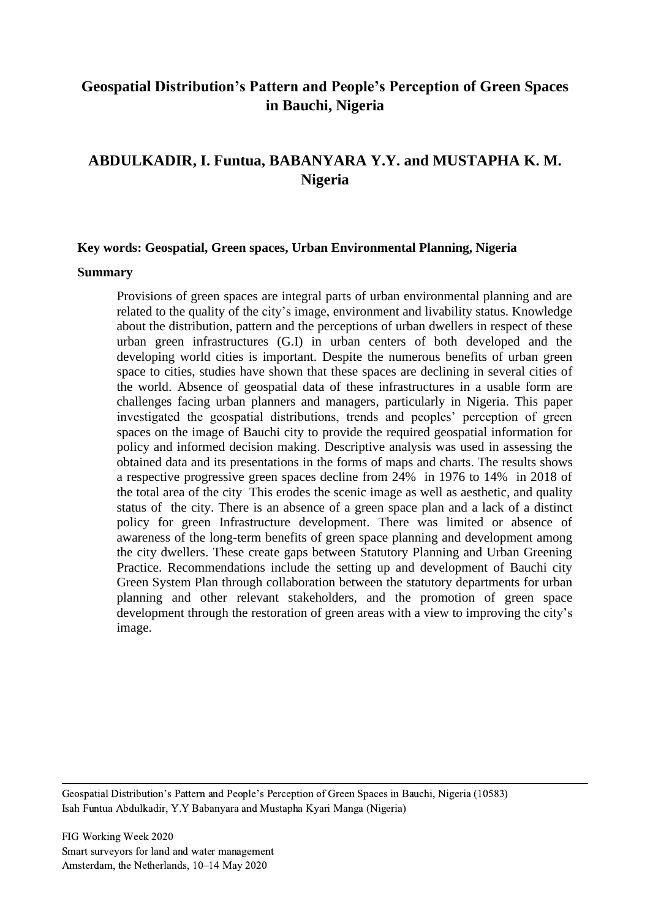# Geospatial Distribution's Pattern and People's Perception of Green Spaces in Bauchi, Nigeria

## ABDULKADIR, I. Funtua, BABANYARA Y.Y. and MUSTAPHA K. M. Nigeria

**Key words: Geospatial, Green spaces, Urban Environmental Planning, Nigeria**

**Summary**

Provisions of green spaces are integral parts of urban environmental planning and are related to the quality of the city's image, environment and livability status. Knowledge about the distribution, pattern and the perceptions of urban dwellers in respect of these urban green infrastructures (G.I) in urban centers of both developed and the developing world cities is important. Despite the numerous benefits of urban green space to cities, studies have shown that these spaces are declining in several cities of the world. Absence of geospatial data of these infrastructures in a usable form are challenges facing urban planners and managers, particularly in Nigeria. This paper investigated the geospatial distributions, trends and peoples' perception of green spaces on the image of Bauchi city to provide the required geospatial information for policy and informed decision making. Descriptive analysis was used in assessing the obtained data and its presentations in the forms of maps and charts. The results shows a respective progressive green spaces decline from 24% in 1976 to 14% in 2018 of the total area of the city This erodes the scenic image as well as aesthetic, and quality status of the city. There is an absence of a green space plan and a lack of a distinct policy for green Infrastructure development. There was limited or absence of awareness of the long-term benefits of green space planning and development among the city dwellers. These create gaps between Statutory Planning and Urban Greening Practice. Recommendations include the setting up and development of Bauchi city Green System Plan through collaboration between the statutory departments for urban planning and other relevant stakeholders, and the promotion of green space development through the restoration of green areas with a view to improving the city's image.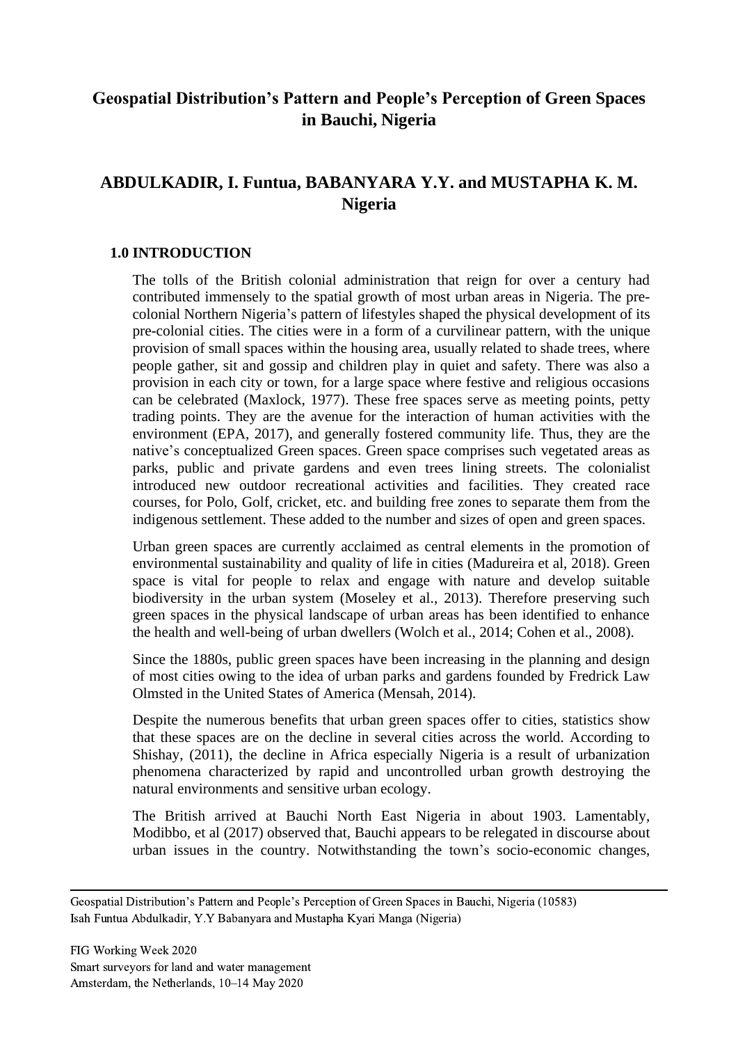## Geospatial Distribution's Pattern and People's Perception of Green Spaces in Bauchi, Nigeria

### ABDULKADIR, I. Funtua, BABANYARA Y.Y. and MUSTAPHA K. M. Nigeria

### 1.0 INTRODUCTION

The tolls of the British colonial administration that reign for over a century had contributed immensely to the spatial growth of most urban areas in Nigeria. The pre-colonial Northern Nigeria's pattern of lifestyles shaped the physical development of its pre-colonial cities. The cities were in a form of a curvilinear pattern, with the unique provision of small spaces within the housing area, usually related to shade trees, where people gather, sit and gossip and children play in quiet and safety. There was also a provision in each city or town, for a large space where festive and religious occasions can be celebrated (Maxlock, 1977). These free spaces serve as meeting points, petty trading points. They are the avenue for the interaction of human activities with the environment (EPA, 2017), and generally fostered community life. Thus, they are the native's conceptualized Green spaces. Green space comprises such vegetated areas as parks, public and private gardens and even trees lining streets. The colonialist introduced new outdoor recreational activities and facilities. They created race courses, for Polo, Golf, cricket, etc. and building free zones to separate them from the indigenous settlement. These added to the number and sizes of open and green spaces.

Urban green spaces are currently acclaimed as central elements in the promotion of environmental sustainability and quality of life in cities (Madureira et al, 2018). Green space is vital for people to relax and engage with nature and develop suitable biodiversity in the urban system (Moseley et al., 2013). Therefore preserving such green spaces in the physical landscape of urban areas has been identified to enhance the health and well-being of urban dwellers (Wolch et al., 2014; Cohen et al., 2008).

Since the 1880s, public green spaces have been increasing in the planning and design of most cities owing to the idea of urban parks and gardens founded by Fredrick Law Olmsted in the United States of America (Mensah, 2014).

Despite the numerous benefits that urban green spaces offer to cities, statistics show that these spaces are on the decline in several cities across the world. According to Shishay, (2011), the decline in Africa especially Nigeria is a result of urbanization phenomena characterized by rapid and uncontrolled urban growth destroying the natural environments and sensitive urban ecology.

The British arrived at Bauchi North East Nigeria in about 1903. Lamentably, Modibbo, et al (2017) observed that, Bauchi appears to be relegated in discourse about urban issues in the country. Notwithstanding the town's socio-economic changes,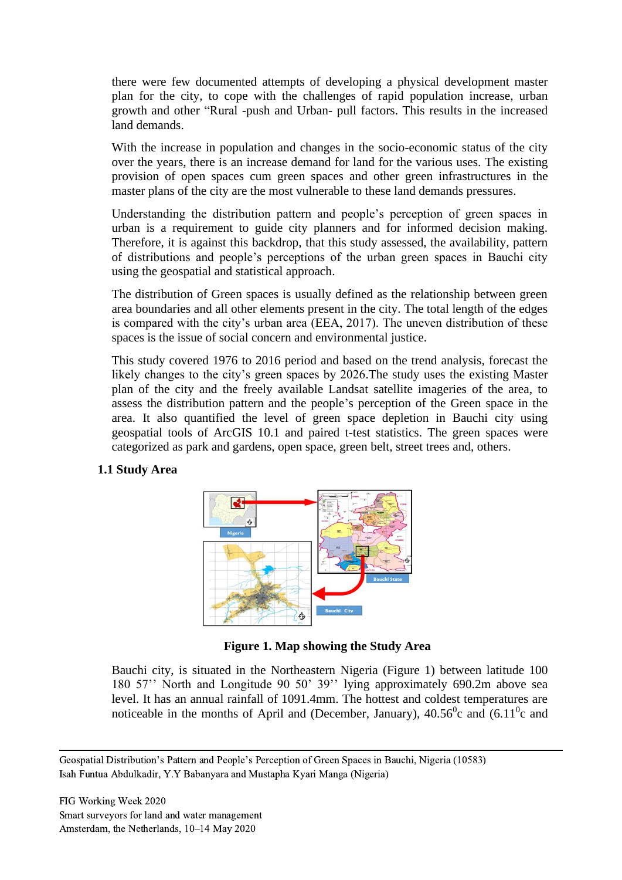there were few documented attempts of developing a physical development master plan for the city, to cope with the challenges of rapid population increase, urban growth and other "Rural -push and Urban- pull factors. This results in the increased land demands.

With the increase in population and changes in the socio-economic status of the city over the years, there is an increase demand for land for the various uses. The existing provision of open spaces cum green spaces and other green infrastructures in the master plans of the city are the most vulnerable to these land demands pressures.

Understanding the distribution pattern and people's perception of green spaces in urban is a requirement to guide city planners and for informed decision making. Therefore, it is against this backdrop, that this study assessed, the availability, pattern of distributions and people's perceptions of the urban green spaces in Bauchi city using the geospatial and statistical approach.

The distribution of Green spaces is usually defined as the relationship between green area boundaries and all other elements present in the city. The total length of the edges is compared with the city's urban area (EEA, 2017). The uneven distribution of these spaces is the issue of social concern and environmental justice.

This study covered 1976 to 2016 period and based on the trend analysis, forecast the likely changes to the city's green spaces by 2026.The study uses the existing Master plan of the city and the freely available Landsat satellite imageries of the area, to assess the distribution pattern and the people's perception of the Green space in the area. It also quantified the level of green space depletion in Bauchi city using geospatial tools of ArcGIS 10.1 and paired t-test statistics. The green spaces were categorized as park and gardens, open space, green belt, street trees and, others.

### 1.1 Study Area

**Figure 1. Map showing the Study Area**

Bauchi city, is situated in the Northeastern Nigeria (Figure 1) between latitude 100 180 57'' North and Longitude 90 50' 39'' lying approximately 690.2m above sea level. It has an annual rainfall of 1091.4mm. The hottest and coldest temperatures are noticeable in the months of April and (December, January), $40.56^{0}$c and ($6.11^{0}$c and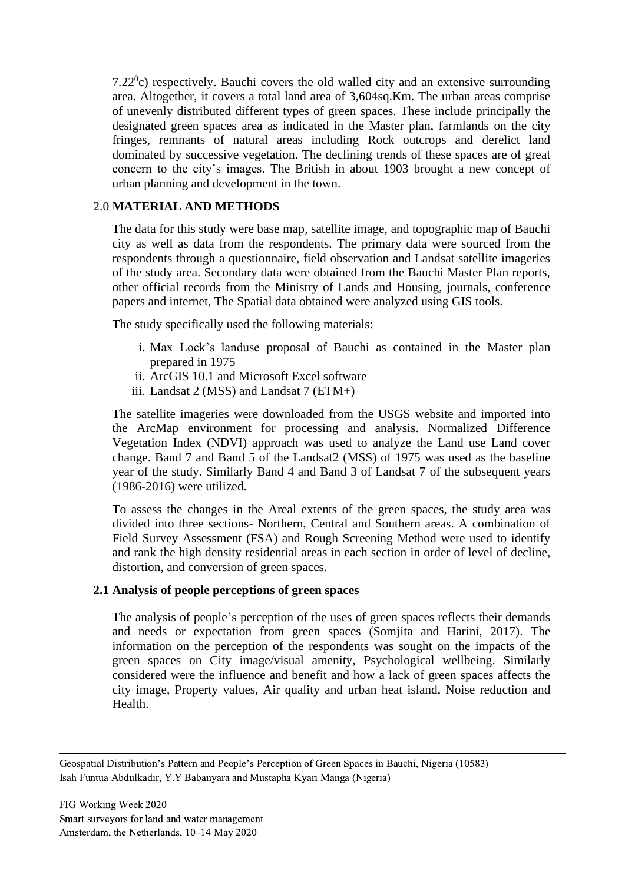7.22$^0$c) respectively. Bauchi covers the old walled city and an extensive surrounding area. Altogether, it covers a total land area of 3,604sq.Km. The urban areas comprise of unevenly distributed different types of green spaces. These include principally the designated green spaces area as indicated in the Master plan, farmlands on the city fringes, remnants of natural areas including Rock outcrops and derelict land dominated by successive vegetation. The declining trends of these spaces are of great concern to the city's images. The British in about 1903 brought a new concept of urban planning and development in the town.

## 2.0 MATERIAL AND METHODS

The data for this study were base map, satellite image, and topographic map of Bauchi city as well as data from the respondents. The primary data were sourced from the respondents through a questionnaire, field observation and Landsat satellite imageries of the study area. Secondary data were obtained from the Bauchi Master Plan reports, other official records from the Ministry of Lands and Housing, journals, conference papers and internet, The Spatial data obtained were analyzed using GIS tools.

The study specifically used the following materials:

i. Max Lock's landuse proposal of Bauchi as contained in the Master plan prepared in 1975
ii. ArcGIS 10.1 and Microsoft Excel software
iii. Landsat 2 (MSS) and Landsat 7 (ETM+)

The satellite imageries were downloaded from the USGS website and imported into the ArcMap environment for processing and analysis. Normalized Difference Vegetation Index (NDVI) approach was used to analyze the Land use Land cover change. Band 7 and Band 5 of the Landsat2 (MSS) of 1975 was used as the baseline year of the study. Similarly Band 4 and Band 3 of Landsat 7 of the subsequent years (1986-2016) were utilized.

To assess the changes in the Areal extents of the green spaces, the study area was divided into three sections- Northern, Central and Southern areas. A combination of Field Survey Assessment (FSA) and Rough Screening Method were used to identify and rank the high density residential areas in each section in order of level of decline, distortion, and conversion of green spaces.

### 2.1 Analysis of people perceptions of green spaces

The analysis of people's perception of the uses of green spaces reflects their demands and needs or expectation from green spaces (Somjita and Harini, 2017). The information on the perception of the respondents was sought on the impacts of the green spaces on City image/visual amenity, Psychological wellbeing. Similarly considered were the influence and benefit and how a lack of green spaces affects the city image, Property values, Air quality and urban heat island, Noise reduction and Health.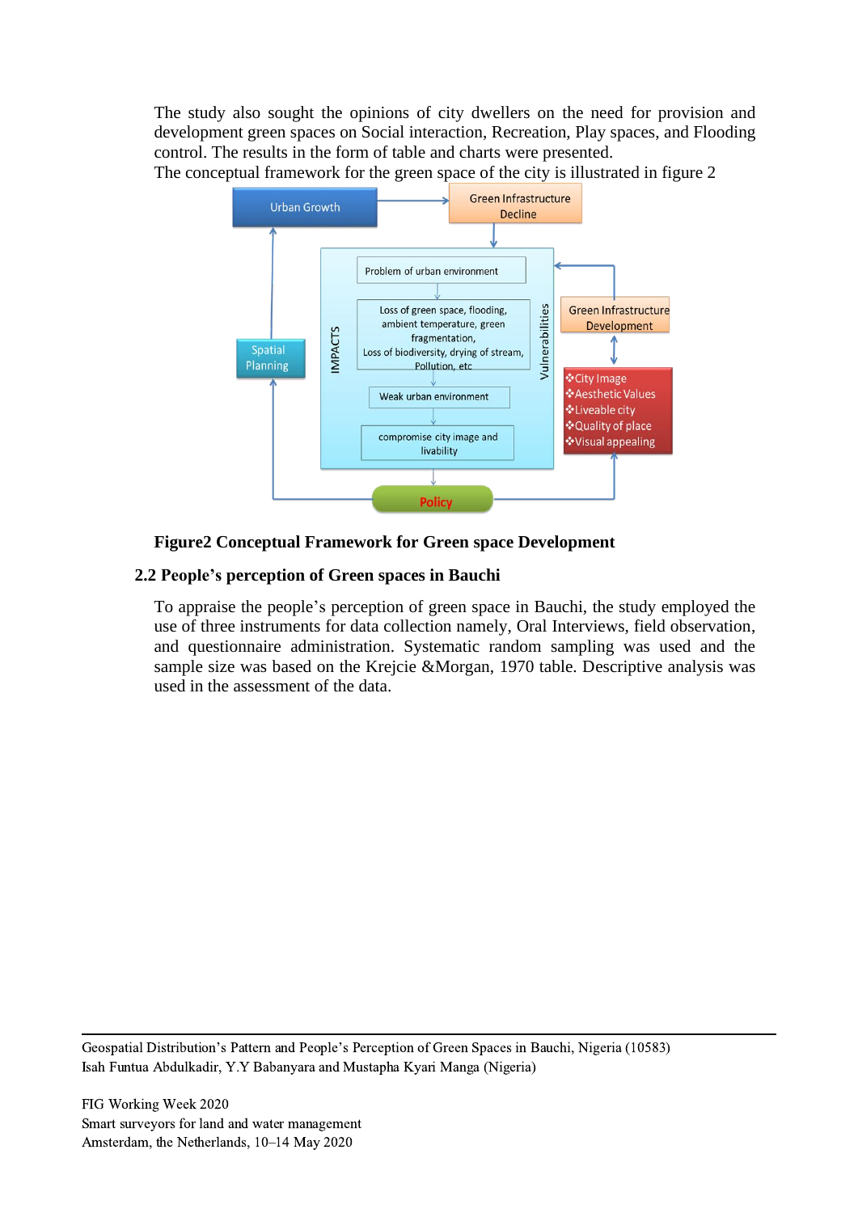The study also sought the opinions of city dwellers on the need for provision and development green spaces on Social interaction, Recreation, Play spaces, and Flooding control. The results in the form of table and charts were presented.

The conceptual framework for the green space of the city is illustrated in figure 2

**Figure2 Conceptual Framework for Green space Development**

## 2.2 People's perception of Green spaces in Bauchi

To appraise the people's perception of green space in Bauchi, the study employed the use of three instruments for data collection namely, Oral Interviews, field observation, and questionnaire administration. Systematic random sampling was used and the sample size was based on the Krejcie &Morgan, 1970 table. Descriptive analysis was used in the assessment of the data.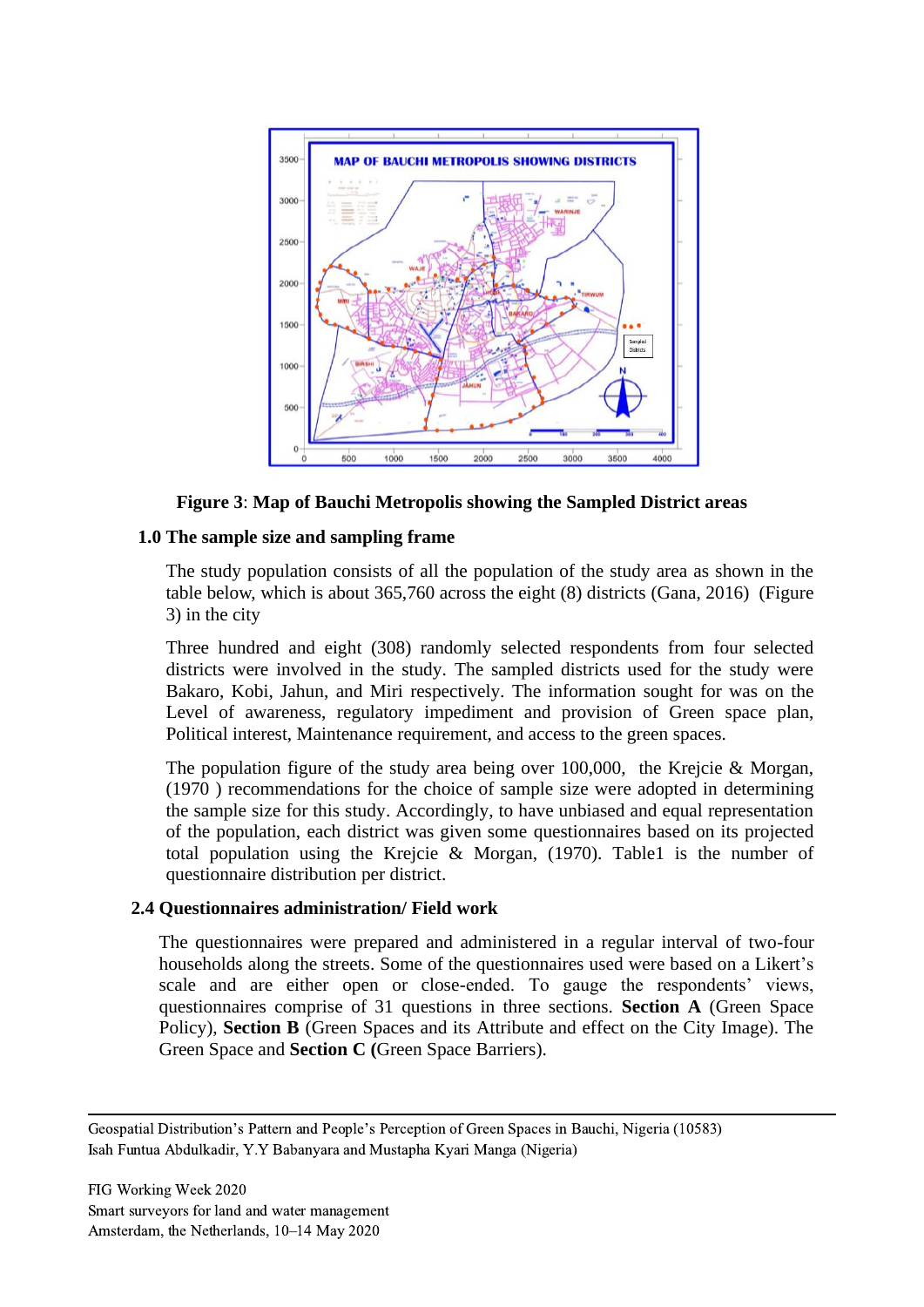**Figure 3**: **Map of Bauchi Metropolis showing the Sampled District areas**

## 1.0 The sample size and sampling frame

The study population consists of all the population of the study area as shown in the table below, which is about 365,760 across the eight (8) districts (Gana, 2016) (Figure 3) in the city

Three hundred and eight (308) randomly selected respondents from four selected districts were involved in the study. The sampled districts used for the study were Bakaro, Kobi, Jahun, and Miri respectively. The information sought for was on the Level of awareness, regulatory impediment and provision of Green space plan, Political interest, Maintenance requirement, and access to the green spaces.

The population figure of the study area being over 100,000, the Krejcie & Morgan, (1970 ) recommendations for the choice of sample size were adopted in determining the sample size for this study. Accordingly, to have unbiased and equal representation of the population, each district was given some questionnaires based on its projected total population using the Krejcie & Morgan, (1970). Table1 is the number of questionnaire distribution per district.

## 2.4 Questionnaires administration/ Field work

The questionnaires were prepared and administered in a regular interval of two-four households along the streets. Some of the questionnaires used were based on a Likert's scale and are either open or close-ended. To gauge the respondents' views, questionnaires comprise of 31 questions in three sections. **Section A** (Green Space Policy), **Section B** (Green Spaces and its Attribute and effect on the City Image). The Green Space and **Section C (**Green Space Barriers).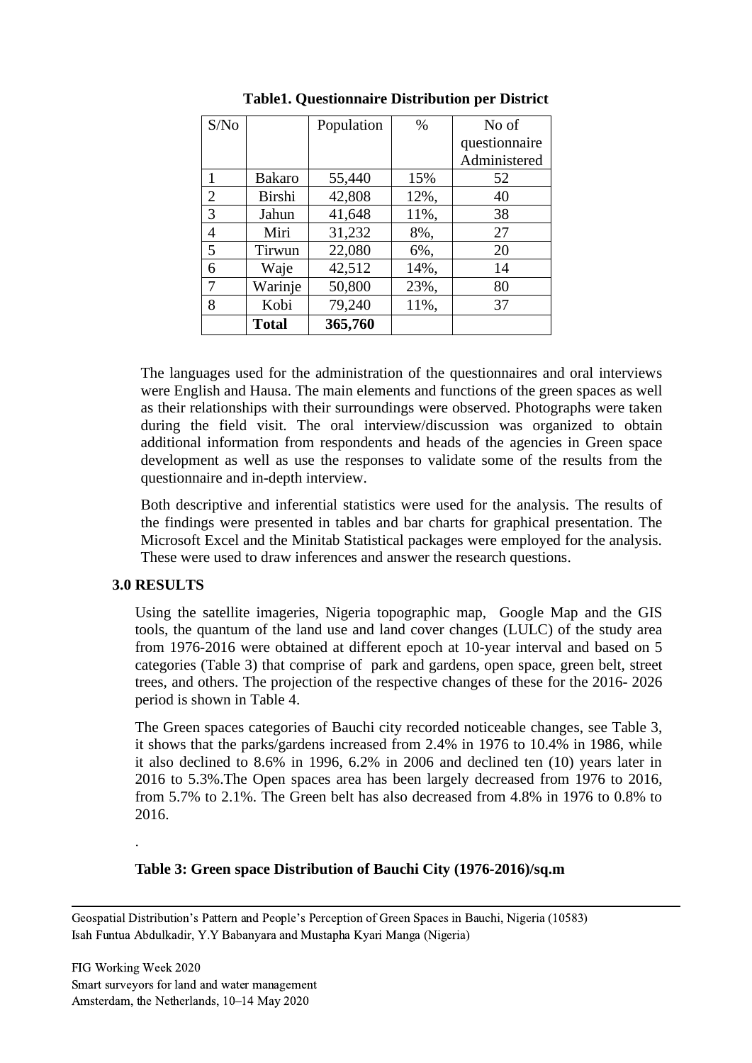**Table1. Questionnaire Distribution per District**

| S/No | | Population | % | No of questionnaire Administered |
|---|---|---|---|---|
| 1 | Bakaro | 55,440 | 15% | 52 |
| 2 | Birshi | 42,808 | 12%, | 40 |
| 3 | Jahun | 41,648 | 11%, | 38 |
| 4 | Miri | 31,232 | 8%, | 27 |
| 5 | Tirwun | 22,080 | 6%, | 20 |
| 6 | Waje | 42,512 | 14%, | 14 |
| 7 | Warinje | 50,800 | 23%, | 80 |
| 8 | Kobi | 79,240 | 11%, | 37 |
| | **Total** | **365,760** | | |

The languages used for the administration of the questionnaires and oral interviews were English and Hausa. The main elements and functions of the green spaces as well as their relationships with their surroundings were observed. Photographs were taken during the field visit. The oral interview/discussion was organized to obtain additional information from respondents and heads of the agencies in Green space development as well as use the responses to validate some of the results from the questionnaire and in-depth interview.

Both descriptive and inferential statistics were used for the analysis. The results of the findings were presented in tables and bar charts for graphical presentation. The Microsoft Excel and the Minitab Statistical packages were employed for the analysis. These were used to draw inferences and answer the research questions.

## 3.0 RESULTS

Using the satellite imageries, Nigeria topographic map, Google Map and the GIS tools, the quantum of the land use and land cover changes (LULC) of the study area from 1976-2016 were obtained at different epoch at 10-year interval and based on 5 categories (Table 3) that comprise of park and gardens, open space, green belt, street trees, and others. The projection of the respective changes of these for the 2016- 2026 period is shown in Table 4.

The Green spaces categories of Bauchi city recorded noticeable changes, see Table 3, it shows that the parks/gardens increased from 2.4% in 1976 to 10.4% in 1986, while it also declined to 8.6% in 1996, 6.2% in 2006 and declined ten (10) years later in 2016 to 5.3%.The Open spaces area has been largely decreased from 1976 to 2016, from 5.7% to 2.1%. The Green belt has also decreased from 4.8% in 1976 to 0.8% to 2016.

.

**Table 3: Green space Distribution of Bauchi City (1976-2016)/sq.m**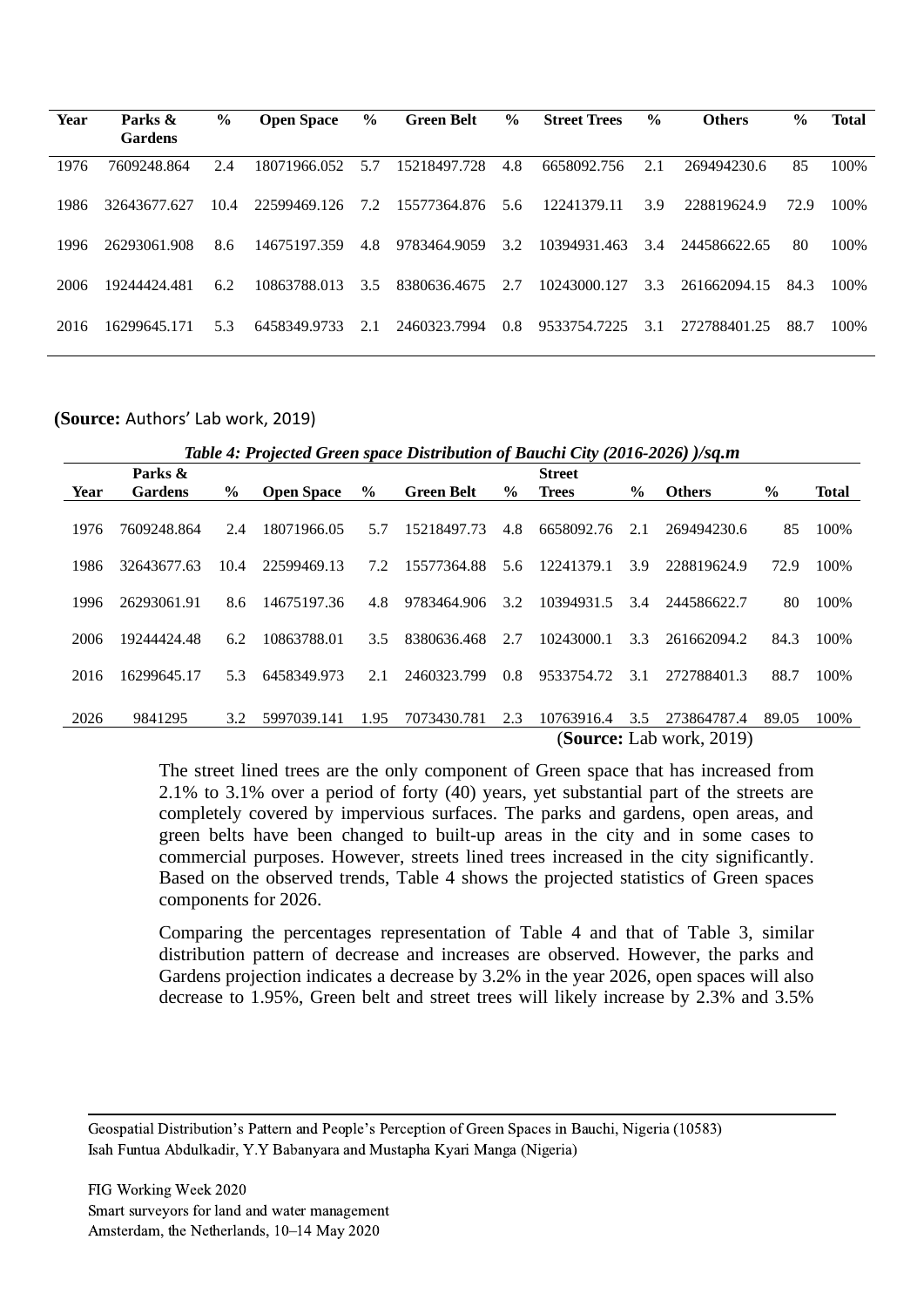| Year | Parks & Gardens | % | Open Space | % | Green Belt | % | Street Trees | % | Others | % | Total |
|---|---|---|---|---|---|---|---|---|---|---|---|
| 1976 | 7609248.864 | 2.4 | 18071966.052 | 5.7 | 15218497.728 | 4.8 | 6658092.756 | 2.1 | 269494230.6 | 85 | 100% |
| 1986 | 32643677.627 | 10.4 | 22599469.126 | 7.2 | 15577364.876 | 5.6 | 12241379.11 | 3.9 | 228819624.9 | 72.9 | 100% |
| 1996 | 26293061.908 | 8.6 | 14675197.359 | 4.8 | 9783464.9059 | 3.2 | 10394931.463 | 3.4 | 244586622.65 | 80 | 100% |
| 2006 | 19244424.481 | 6.2 | 10863788.013 | 3.5 | 8380636.4675 | 2.7 | 10243000.127 | 3.3 | 261662094.15 | 84.3 | 100% |
| 2016 | 16299645.171 | 5.3 | 6458349.9733 | 2.1 | 2460323.7994 | 0.8 | 9533754.7225 | 3.1 | 272788401.25 | 88.7 | 100% |

(**Source:** Authors' Lab work, 2019)

***Table 4: Projected Green space Distribution of Bauchi City (2016-2026) )/sq.m***

| Year | Parks & Gardens | % | Open Space | % | Green Belt | % | Street Trees | % | Others | % | Total |
|---|---|---|---|---|---|---|---|---|---|---|---|
| 1976 | 7609248.864 | 2.4 | 18071966.05 | 5.7 | 15218497.73 | 4.8 | 6658092.76 | 2.1 | 269494230.6 | 85 | 100% |
| 1986 | 32643677.63 | 10.4 | 22599469.13 | 7.2 | 15577364.88 | 5.6 | 12241379.1 | 3.9 | 228819624.9 | 72.9 | 100% |
| 1996 | 26293061.91 | 8.6 | 14675197.36 | 4.8 | 9783464.906 | 3.2 | 10394931.5 | 3.4 | 244586622.7 | 80 | 100% |
| 2006 | 19244424.48 | 6.2 | 10863788.01 | 3.5 | 8380636.468 | 2.7 | 10243000.1 | 3.3 | 261662094.2 | 84.3 | 100% |
| 2016 | 16299645.17 | 5.3 | 6458349.973 | 2.1 | 2460323.799 | 0.8 | 9533754.72 | 3.1 | 272788401.3 | 88.7 | 100% |
| 2026 | 9841295 | 3.2 | 5997039.141 | 1.95 | 7073430.781 | 2.3 | 10763916.4 | 3.5 | 273864787.4 | 89.05 | 100% |

(**Source:** Lab work, 2019)

The street lined trees are the only component of Green space that has increased from 2.1% to 3.1% over a period of forty (40) years, yet substantial part of the streets are completely covered by impervious surfaces. The parks and gardens, open areas, and green belts have been changed to built-up areas in the city and in some cases to commercial purposes. However, streets lined trees increased in the city significantly. Based on the observed trends, Table 4 shows the projected statistics of Green spaces components for 2026.

Comparing the percentages representation of Table 4 and that of Table 3, similar distribution pattern of decrease and increases are observed. However, the parks and Gardens projection indicates a decrease by 3.2% in the year 2026, open spaces will also decrease to 1.95%, Green belt and street trees will likely increase by 2.3% and 3.5%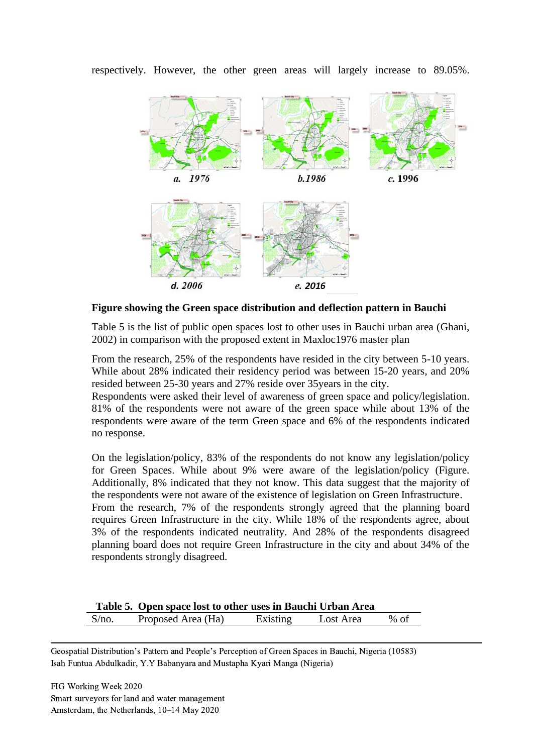respectively. However, the other green areas will largely increase to 89.05%.

a. 1976 b.1986 c. 1996

d. 2006 e. 2016

**Figure showing the Green space distribution and deflection pattern in Bauchi**

Table 5 is the list of public open spaces lost to other uses in Bauchi urban area (Ghani, 2002) in comparison with the proposed extent in Maxloc1976 master plan

From the research, 25% of the respondents have resided in the city between 5-10 years. While about 28% indicated their residency period was between 15-20 years, and 20% resided between 25-30 years and 27% reside over 35years in the city.
Respondents were asked their level of awareness of green space and policy/legislation. 81% of the respondents were not aware of the green space while about 13% of the respondents were aware of the term Green space and 6% of the respondents indicated no response.

On the legislation/policy, 83% of the respondents do not know any legislation/policy for Green Spaces. While about 9% were aware of the legislation/policy (Figure. Additionally, 8% indicated that they not know. This data suggest that the majority of the respondents were not aware of the existence of legislation on Green Infrastructure.
From the research, 7% of the respondents strongly agreed that the planning board requires Green Infrastructure in the city. While 18% of the respondents agree, about 3% of the respondents indicated neutrality. And 28% of the respondents disagreed planning board does not require Green Infrastructure in the city and about 34% of the respondents strongly disagreed.

**Table 5. Open space lost to other uses in Bauchi Urban Area**

| S/no. | Proposed Area (Ha) | Existing | Lost Area | % of |
|---|---|---|---|---|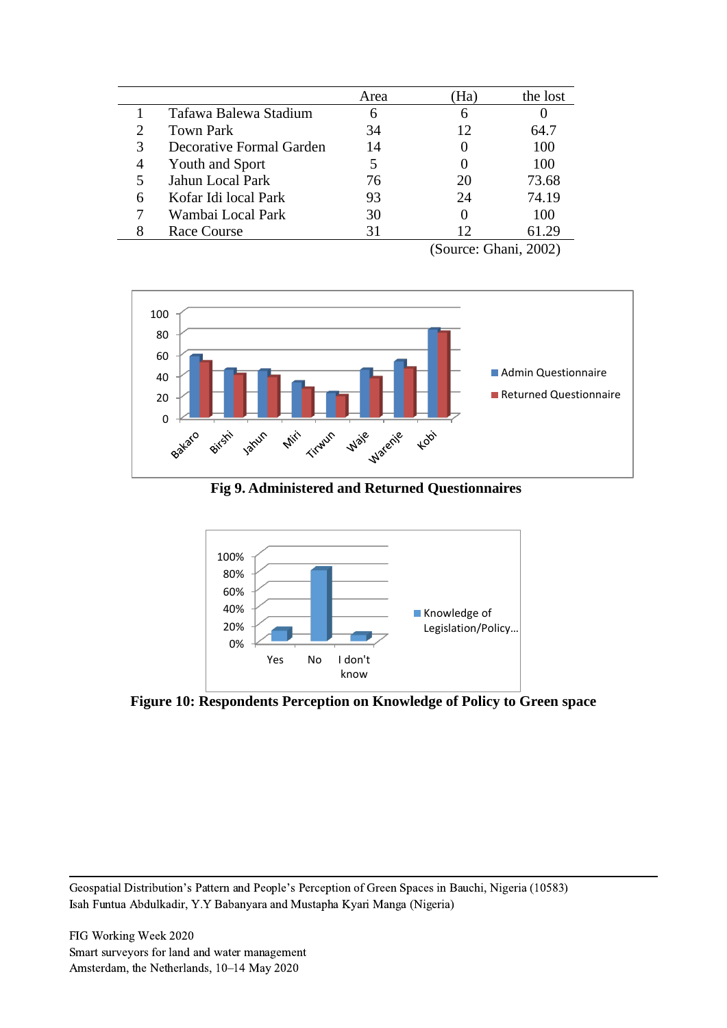| | | Area | (Ha) | the lost |
|---|---|---|---|---|
| 1 | Tafawa Balewa Stadium | 6 | 6 | 0 |
| 2 | Town Park | 34 | 12 | 64.7 |
| 3 | Decorative Formal Garden | 14 | 0 | 100 |
| 4 | Youth and Sport | 5 | 0 | 100 |
| 5 | Jahun Local Park | 76 | 20 | 73.68 |
| 6 | Kofar Idi local Park | 93 | 24 | 74.19 |
| 7 | Wambai Local Park | 30 | 0 | 100 |
| 8 | Race Course | 31 | 12 | 61.29 |

(Source: Ghani, 2002)

**Fig 9. Administered and Returned Questionnaires**

**Figure 10: Respondents Perception on Knowledge of Policy to Green space**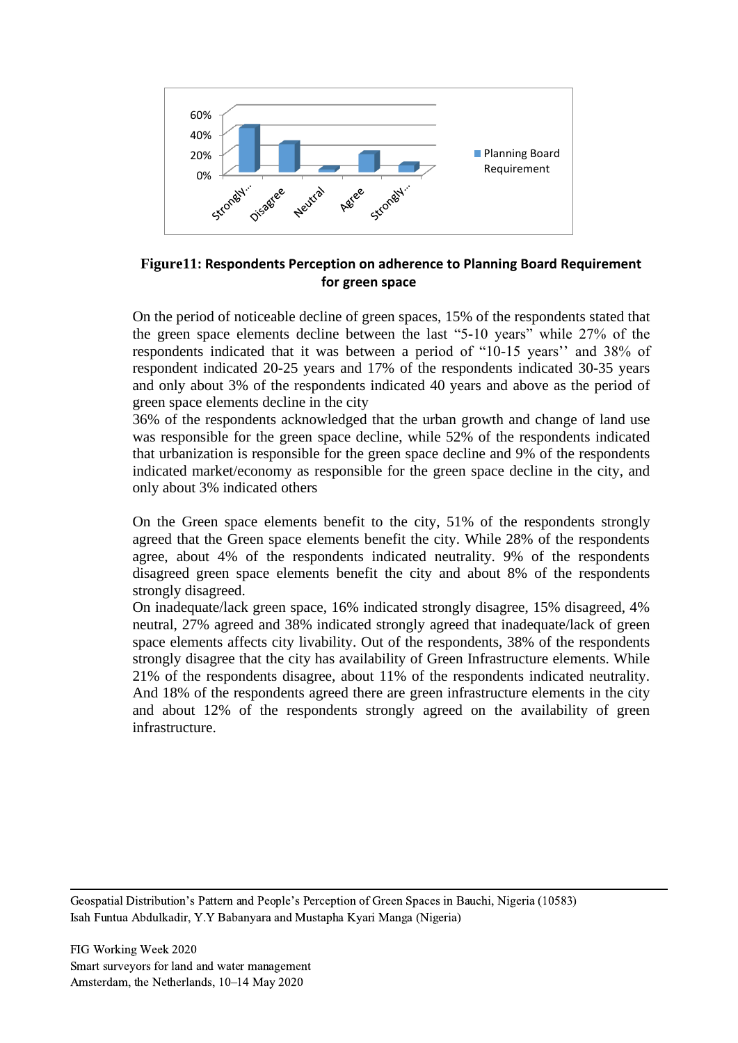**Figure11: Respondents Perception on adherence to Planning Board Requirement for green space**

On the period of noticeable decline of green spaces, 15% of the respondents stated that the green space elements decline between the last "5-10 years" while 27% of the respondents indicated that it was between a period of "10-15 years'' and 38% of respondent indicated 20-25 years and 17% of the respondents indicated 30-35 years and only about 3% of the respondents indicated 40 years and above as the period of green space elements decline in the city

36% of the respondents acknowledged that the urban growth and change of land use was responsible for the green space decline, while 52% of the respondents indicated that urbanization is responsible for the green space decline and 9% of the respondents indicated market/economy as responsible for the green space decline in the city, and only about 3% indicated others

On the Green space elements benefit to the city, 51% of the respondents strongly agreed that the Green space elements benefit the city. While 28% of the respondents agree, about 4% of the respondents indicated neutrality. 9% of the respondents disagreed green space elements benefit the city and about 8% of the respondents strongly disagreed.

On inadequate/lack green space, 16% indicated strongly disagree, 15% disagreed, 4% neutral, 27% agreed and 38% indicated strongly agreed that inadequate/lack of green space elements affects city livability. Out of the respondents, 38% of the respondents strongly disagree that the city has availability of Green Infrastructure elements. While 21% of the respondents disagree, about 11% of the respondents indicated neutrality. And 18% of the respondents agreed there are green infrastructure elements in the city and about 12% of the respondents strongly agreed on the availability of green infrastructure.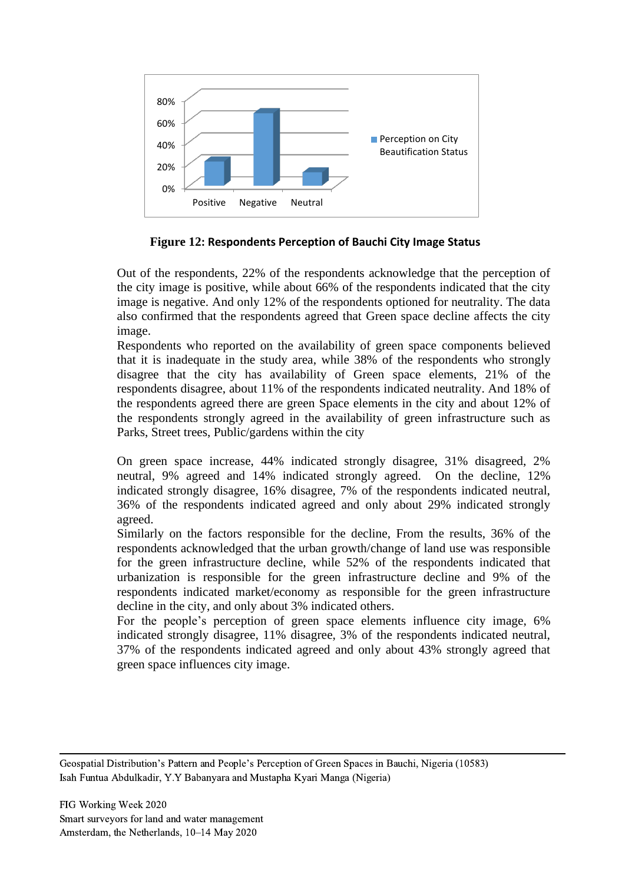**Figure 12: Respondents Perception of Bauchi City Image Status**

Out of the respondents, 22% of the respondents acknowledge that the perception of the city image is positive, while about 66% of the respondents indicated that the city image is negative. And only 12% of the respondents optioned for neutrality. The data also confirmed that the respondents agreed that Green space decline affects the city image.

Respondents who reported on the availability of green space components believed that it is inadequate in the study area, while 38% of the respondents who strongly disagree that the city has availability of Green space elements, 21% of the respondents disagree, about 11% of the respondents indicated neutrality. And 18% of the respondents agreed there are green Space elements in the city and about 12% of the respondents strongly agreed in the availability of green infrastructure such as Parks, Street trees, Public/gardens within the city

On green space increase, 44% indicated strongly disagree, 31% disagreed, 2% neutral, 9% agreed and 14% indicated strongly agreed. On the decline, 12% indicated strongly disagree, 16% disagree, 7% of the respondents indicated neutral, 36% of the respondents indicated agreed and only about 29% indicated strongly agreed.

Similarly on the factors responsible for the decline, From the results, 36% of the respondents acknowledged that the urban growth/change of land use was responsible for the green infrastructure decline, while 52% of the respondents indicated that urbanization is responsible for the green infrastructure decline and 9% of the respondents indicated market/economy as responsible for the green infrastructure decline in the city, and only about 3% indicated others.

For the people's perception of green space elements influence city image, 6% indicated strongly disagree, 11% disagree, 3% of the respondents indicated neutral, 37% of the respondents indicated agreed and only about 43% strongly agreed that green space influences city image.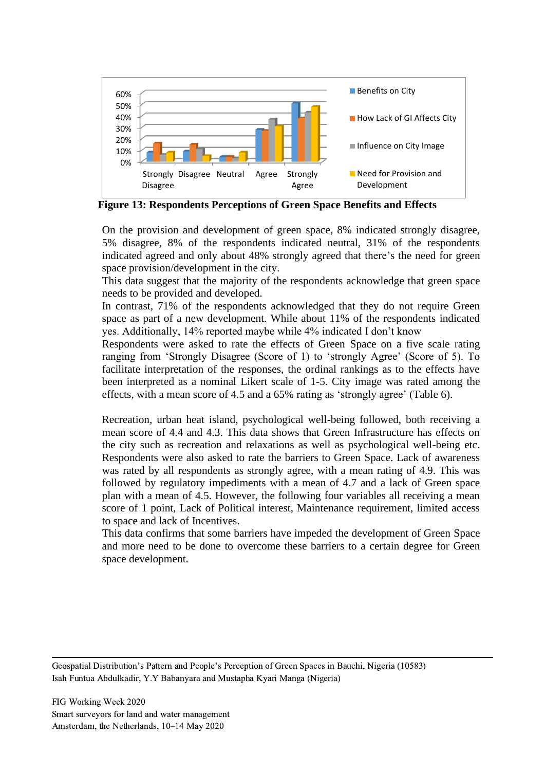**Figure 13: Respondents Perceptions of Green Space Benefits and Effects**

On the provision and development of green space, 8% indicated strongly disagree, 5% disagree, 8% of the respondents indicated neutral, 31% of the respondents indicated agreed and only about 48% strongly agreed that there's the need for green space provision/development in the city.

This data suggest that the majority of the respondents acknowledge that green space needs to be provided and developed.

In contrast, 71% of the respondents acknowledged that they do not require Green space as part of a new development. While about 11% of the respondents indicated yes. Additionally, 14% reported maybe while 4% indicated I don't know

Respondents were asked to rate the effects of Green Space on a five scale rating ranging from 'Strongly Disagree (Score of 1) to 'strongly Agree' (Score of 5). To facilitate interpretation of the responses, the ordinal rankings as to the effects have been interpreted as a nominal Likert scale of 1-5. City image was rated among the effects, with a mean score of 4.5 and a 65% rating as 'strongly agree' (Table 6).

Recreation, urban heat island, psychological well-being followed, both receiving a mean score of 4.4 and 4.3. This data shows that Green Infrastructure has effects on the city such as recreation and relaxations as well as psychological well-being etc. Respondents were also asked to rate the barriers to Green Space. Lack of awareness was rated by all respondents as strongly agree, with a mean rating of 4.9. This was followed by regulatory impediments with a mean of 4.7 and a lack of Green space plan with a mean of 4.5. However, the following four variables all receiving a mean score of 1 point, Lack of Political interest, Maintenance requirement, limited access to space and lack of Incentives.

This data confirms that some barriers have impeded the development of Green Space and more need to be done to overcome these barriers to a certain degree for Green space development.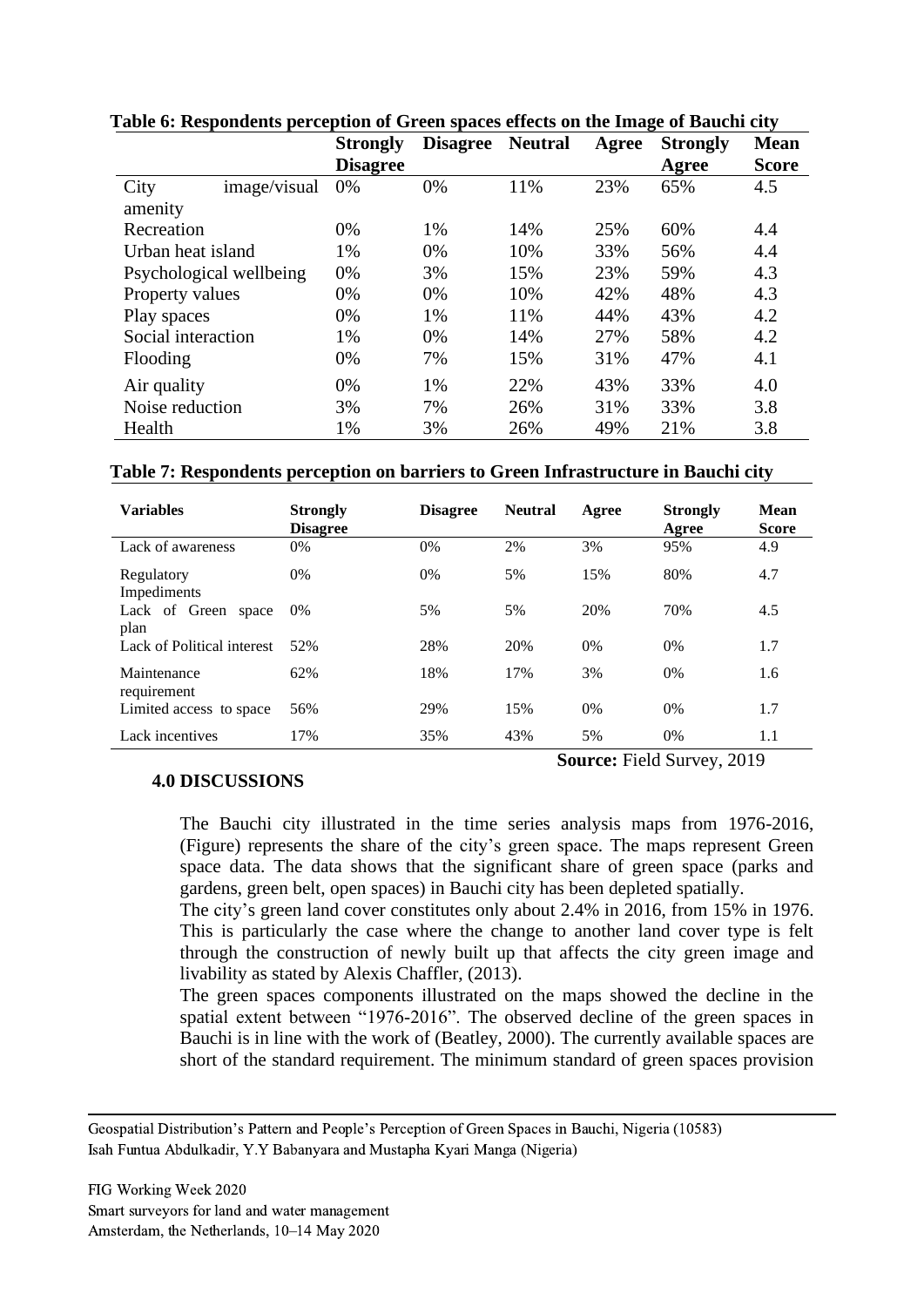**Table 6: Respondents perception of Green spaces effects on the Image of Bauchi city**

| | Strongly Disagree | Disagree | Neutral | Agree | Strongly Agree | Mean Score |
|---|---|---|---|---|---|---|
| City image/visual amenity | 0% | 0% | 11% | 23% | 65% | 4.5 |
| Recreation | 0% | 1% | 14% | 25% | 60% | 4.4 |
| Urban heat island | 1% | 0% | 10% | 33% | 56% | 4.4 |
| Psychological wellbeing | 0% | 3% | 15% | 23% | 59% | 4.3 |
| Property values | 0% | 0% | 10% | 42% | 48% | 4.3 |
| Play spaces | 0% | 1% | 11% | 44% | 43% | 4.2 |
| Social interaction | 1% | 0% | 14% | 27% | 58% | 4.2 |
| Flooding | 0% | 7% | 15% | 31% | 47% | 4.1 |
| Air quality | 0% | 1% | 22% | 43% | 33% | 4.0 |
| Noise reduction | 3% | 7% | 26% | 31% | 33% | 3.8 |
| Health | 1% | 3% | 26% | 49% | 21% | 3.8 |

**Table 7: Respondents perception on barriers to Green Infrastructure in Bauchi city**

| Variables | Strongly Disagree | Disagree | Neutral | Agree | Strongly Agree | Mean Score |
|---|---|---|---|---|---|---|
| Lack of awareness | 0% | 0% | 2% | 3% | 95% | 4.9 |
| Regulatory Impediments | 0% | 0% | 5% | 15% | 80% | 4.7 |
| Lack of Green space plan | 0% | 5% | 5% | 20% | 70% | 4.5 |
| Lack of Political interest | 52% | 28% | 20% | 0% | 0% | 1.7 |
| Maintenance requirement | 62% | 18% | 17% | 3% | 0% | 1.6 |
| Limited access to space | 56% | 29% | 15% | 0% | 0% | 1.7 |
| Lack incentives | 17% | 35% | 43% | 5% | 0% | 1.1 |

**Source:** Field Survey, 2019

## 4.0 DISCUSSIONS

The Bauchi city illustrated in the time series analysis maps from 1976-2016, (Figure) represents the share of the city's green space. The maps represent Green space data. The data shows that the significant share of green space (parks and gardens, green belt, open spaces) in Bauchi city has been depleted spatially.

The city's green land cover constitutes only about 2.4% in 2016, from 15% in 1976. This is particularly the case where the change to another land cover type is felt through the construction of newly built up that affects the city green image and livability as stated by Alexis Chaffler, (2013).

The green spaces components illustrated on the maps showed the decline in the spatial extent between "1976-2016". The observed decline of the green spaces in Bauchi is in line with the work of (Beatley, 2000). The currently available spaces are short of the standard requirement. The minimum standard of green spaces provision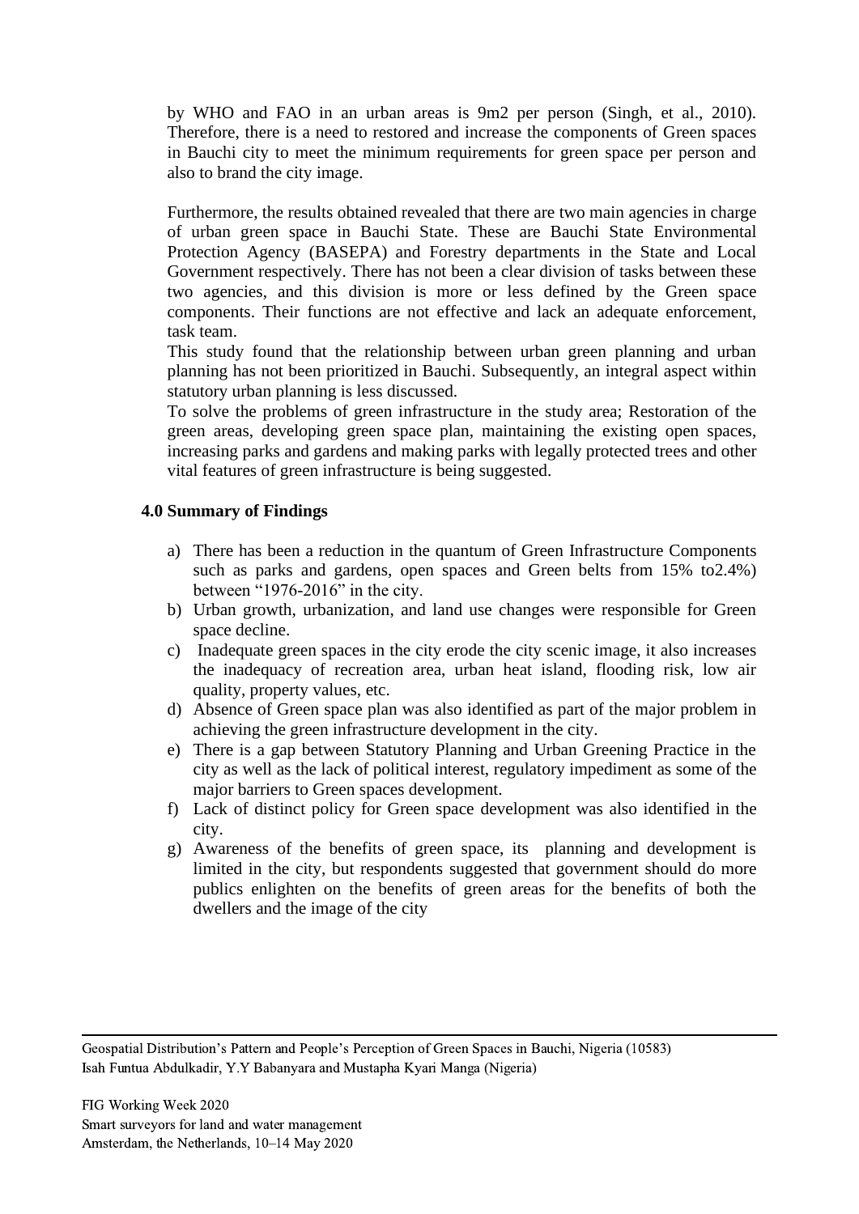by WHO and FAO in an urban areas is 9m2 per person (Singh, et al., 2010). Therefore, there is a need to restored and increase the components of Green spaces in Bauchi city to meet the minimum requirements for green space per person and also to brand the city image.

Furthermore, the results obtained revealed that there are two main agencies in charge of urban green space in Bauchi State. These are Bauchi State Environmental Protection Agency (BASEPA) and Forestry departments in the State and Local Government respectively. There has not been a clear division of tasks between these two agencies, and this division is more or less defined by the Green space components. Their functions are not effective and lack an adequate enforcement, task team.

This study found that the relationship between urban green planning and urban planning has not been prioritized in Bauchi. Subsequently, an integral aspect within statutory urban planning is less discussed.

To solve the problems of green infrastructure in the study area; Restoration of the green areas, developing green space plan, maintaining the existing open spaces, increasing parks and gardens and making parks with legally protected trees and other vital features of green infrastructure is being suggested.

## 4.0 Summary of Findings

a) There has been a reduction in the quantum of Green Infrastructure Components such as parks and gardens, open spaces and Green belts from 15% to2.4%) between "1976-2016" in the city.
b) Urban growth, urbanization, and land use changes were responsible for Green space decline.
c) Inadequate green spaces in the city erode the city scenic image, it also increases the inadequacy of recreation area, urban heat island, flooding risk, low air quality, property values, etc.
d) Absence of Green space plan was also identified as part of the major problem in achieving the green infrastructure development in the city.
e) There is a gap between Statutory Planning and Urban Greening Practice in the city as well as the lack of political interest, regulatory impediment as some of the major barriers to Green spaces development.
f) Lack of distinct policy for Green space development was also identified in the city.
g) Awareness of the benefits of green space, its planning and development is limited in the city, but respondents suggested that government should do more publics enlighten on the benefits of green areas for the benefits of both the dwellers and the image of the city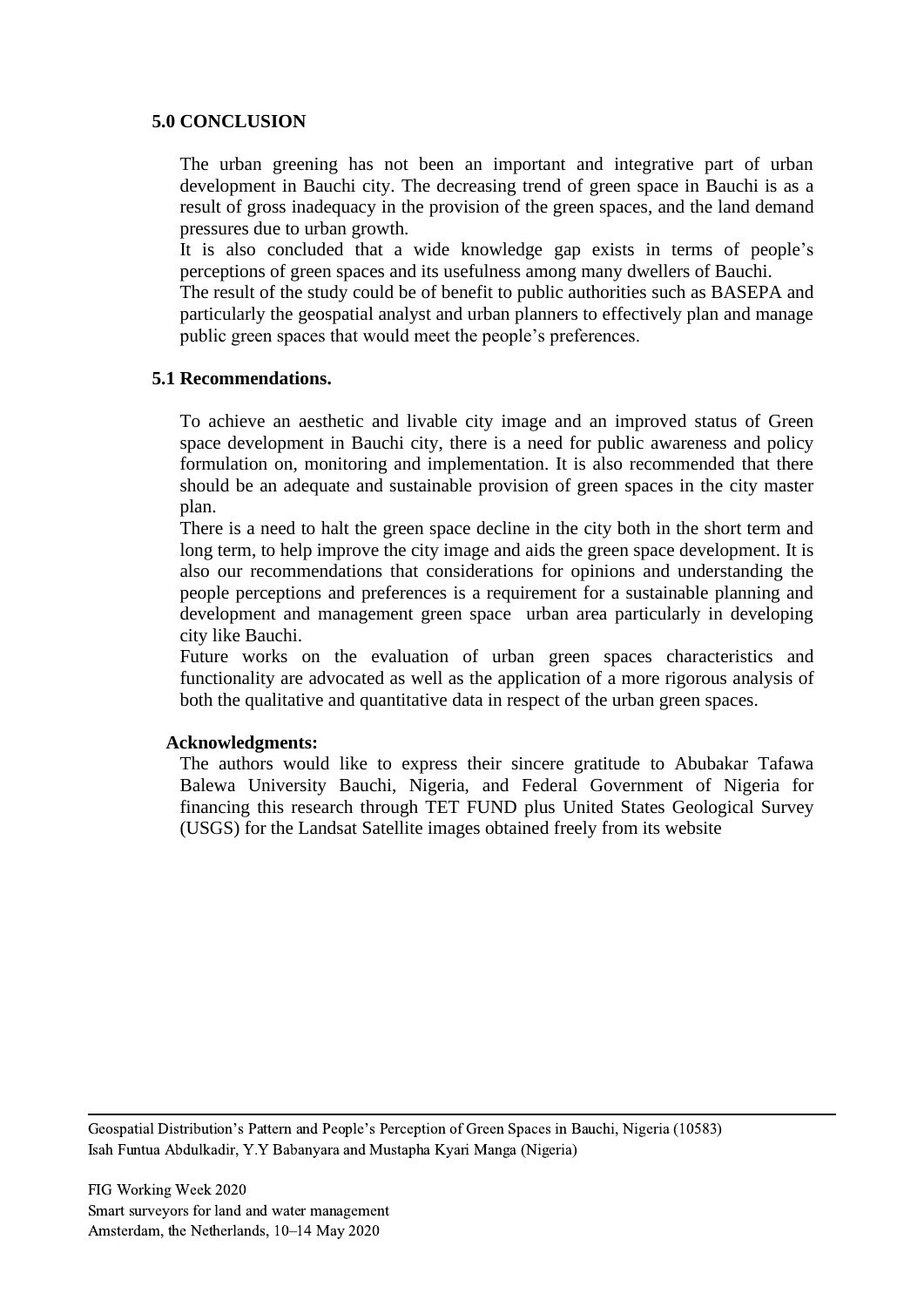## 5.0 CONCLUSION

The urban greening has not been an important and integrative part of urban development in Bauchi city. The decreasing trend of green space in Bauchi is as a result of gross inadequacy in the provision of the green spaces, and the land demand pressures due to urban growth.

It is also concluded that a wide knowledge gap exists in terms of people's perceptions of green spaces and its usefulness among many dwellers of Bauchi.

The result of the study could be of benefit to public authorities such as BASEPA and particularly the geospatial analyst and urban planners to effectively plan and manage public green spaces that would meet the people's preferences.

### 5.1 Recommendations.

To achieve an aesthetic and livable city image and an improved status of Green space development in Bauchi city, there is a need for public awareness and policy formulation on, monitoring and implementation. It is also recommended that there should be an adequate and sustainable provision of green spaces in the city master plan.

There is a need to halt the green space decline in the city both in the short term and long term, to help improve the city image and aids the green space development. It is also our recommendations that considerations for opinions and understanding the people perceptions and preferences is a requirement for a sustainable planning and development and management green space urban area particularly in developing city like Bauchi.

Future works on the evaluation of urban green spaces characteristics and functionality are advocated as well as the application of a more rigorous analysis of both the qualitative and quantitative data in respect of the urban green spaces.

**Acknowledgments:**

The authors would like to express their sincere gratitude to Abubakar Tafawa Balewa University Bauchi, Nigeria, and Federal Government of Nigeria for financing this research through TET FUND plus United States Geological Survey (USGS) for the Landsat Satellite images obtained freely from its website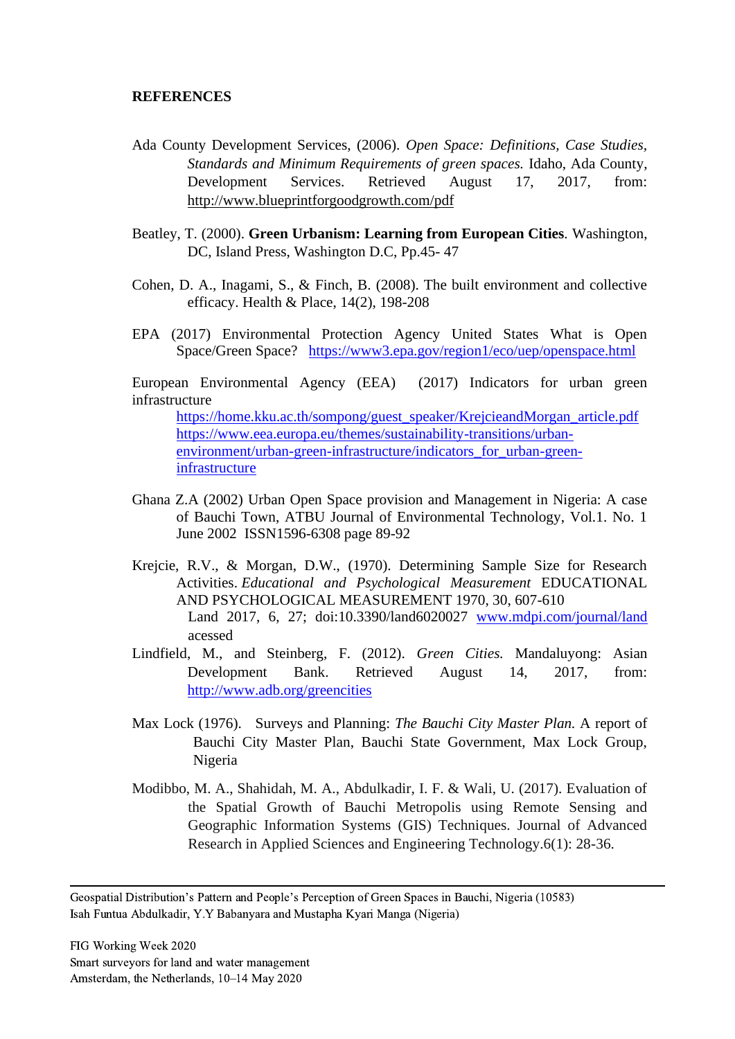**REFERENCES**

Ada County Development Services, (2006). *Open Space: Definitions, Case Studies, Standards and Minimum Requirements of green spaces.* Idaho, Ada County, Development Services. Retrieved August 17, 2017, from: http://www.blueprintforgoodgrowth.com/pdf

Beatley, T. (2000). **Green Urbanism: Learning from European Cities**. Washington, DC, Island Press, Washington D.C, Pp.45- 47

Cohen, D. A., Inagami, S., & Finch, B. (2008). The built environment and collective efficacy. Health & Place, 14(2), 198-208

EPA (2017) Environmental Protection Agency United States What is Open Space/Green Space? https://www3.epa.gov/region1/eco/uep/openspace.html

European Environmental Agency (EEA) (2017) Indicators for urban green infrastructure
https://home.kku.ac.th/sompong/guest_speaker/KrejcieandMorgan_article.pdf
https://www.eea.europa.eu/themes/sustainability-transitions/urban-environment/urban-green-infrastructure/indicators_for_urban-green-infrastructure

Ghana Z.A (2002) Urban Open Space provision and Management in Nigeria: A case of Bauchi Town, ATBU Journal of Environmental Technology, Vol.1. No. 1 June 2002 ISSN1596-6308 page 89-92

Krejcie, R.V., & Morgan, D.W., (1970). Determining Sample Size for Research Activities. *Educational and Psychological Measurement* EDUCATIONAL AND PSYCHOLOGICAL MEASUREMENT 1970, 30, 607-610
Land 2017, 6, 27; doi:10.3390/land6020027 www.mdpi.com/journal/land acessed

Lindfield, M., and Steinberg, F. (2012). *Green Cities.* Mandaluyong: Asian Development Bank. Retrieved August 14, 2017, from: http://www.adb.org/greencities

Max Lock (1976). Surveys and Planning: *The Bauchi City Master Plan.* A report of Bauchi City Master Plan, Bauchi State Government, Max Lock Group, Nigeria

Modibbo, M. A., Shahidah, M. A., Abdulkadir, I. F. & Wali, U. (2017). Evaluation of the Spatial Growth of Bauchi Metropolis using Remote Sensing and Geographic Information Systems (GIS) Techniques. Journal of Advanced Research in Applied Sciences and Engineering Technology.6(1): 28-36.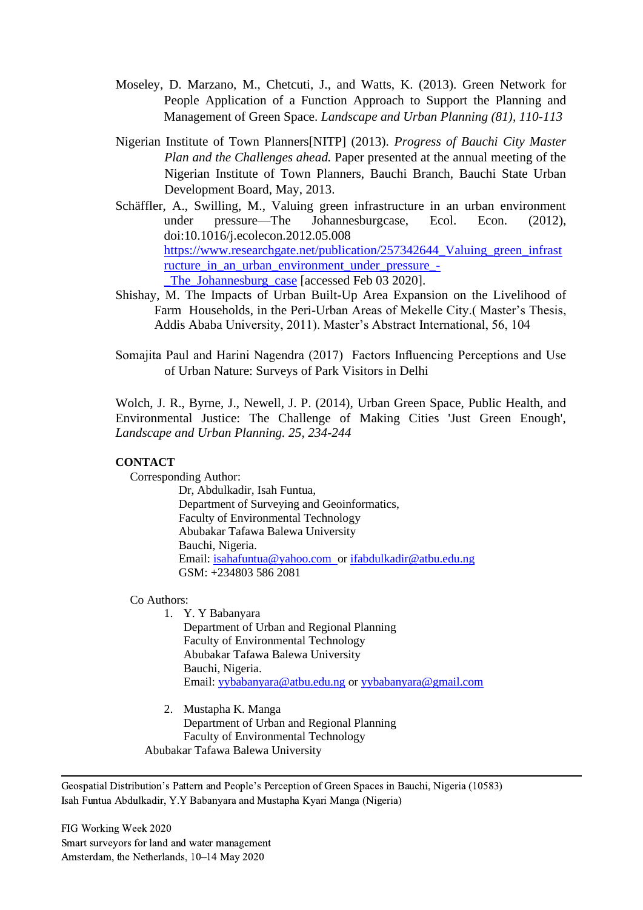Moseley, D. Marzano, M., Chetcuti, J., and Watts, K. (2013). Green Network for People Application of a Function Approach to Support the Planning and Management of Green Space. *Landscape and Urban Planning (81), 110-113*

Nigerian Institute of Town Planners[NITP] (2013). *Progress of Bauchi City Master Plan and the Challenges ahead.* Paper presented at the annual meeting of the Nigerian Institute of Town Planners, Bauchi Branch, Bauchi State Urban Development Board, May, 2013.

Schäffler, A., Swilling, M., Valuing green infrastructure in an urban environment under pressure—The Johannesburgcase, Ecol. Econ. (2012), doi:10.1016/j.ecolecon.2012.05.008 https://www.researchgate.net/publication/257342644_Valuing_green_infrastructure_in_an_urban_environment_under_pressure_-_The_Johannesburg_case [accessed Feb 03 2020].

Shishay, M. The Impacts of Urban Built-Up Area Expansion on the Livelihood of Farm Households, in the Peri-Urban Areas of Mekelle City.( Master's Thesis, Addis Ababa University, 2011). Master's Abstract International, 56, 104

Somajita Paul and Harini Nagendra (2017) Factors Influencing Perceptions and Use of Urban Nature: Surveys of Park Visitors in Delhi

Wolch, J. R., Byrne, J., Newell, J. P. (2014), Urban Green Space, Public Health, and Environmental Justice: The Challenge of Making Cities 'Just Green Enough', *Landscape and Urban Planning. 25, 234-244*

**CONTACT**

Corresponding Author:

Dr, Abdulkadir, Isah Funtua,
Department of Surveying and Geoinformatics,
Faculty of Environmental Technology
Abubakar Tafawa Balewa University
Bauchi, Nigeria.
Email: isahafuntua@yahoo.com or ifabdulkadir@atbu.edu.ng
GSM: +234803 586 2081

Co Authors:

1. Y. Y Babanyara
   Department of Urban and Regional Planning
   Faculty of Environmental Technology
   Abubakar Tafawa Balewa University
   Bauchi, Nigeria.
   Email: yybabanyara@atbu.edu.ng or yybabanyara@gmail.com

2. Mustapha K. Manga
   Department of Urban and Regional Planning
   Faculty of Environmental Technology
   Abubakar Tafawa Balewa University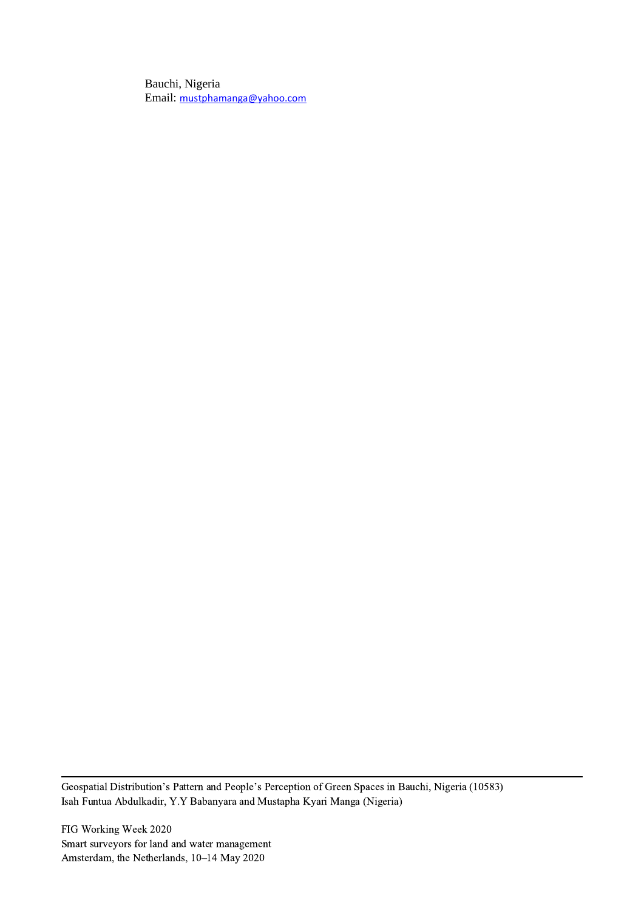Bauchi, Nigeria
Email: mustphamanga@yahoo.com